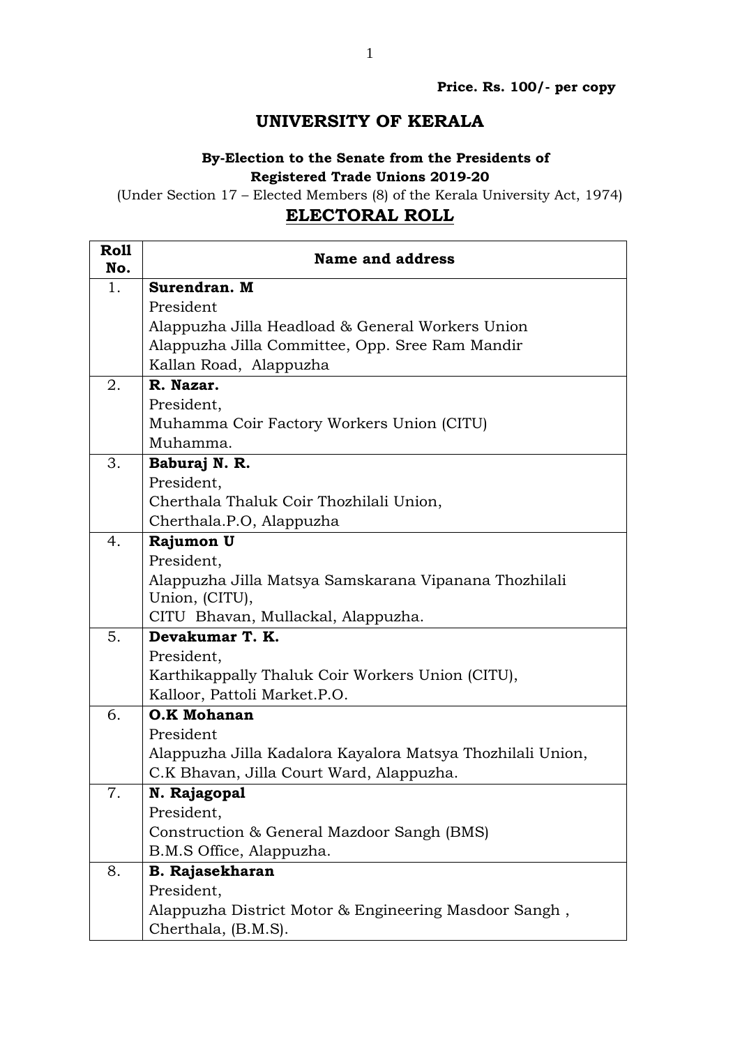**Price. Rs. 100/- per copy**

# UNIVERSITY OF KERALA

### By-Election to the Senate from the Presidents of Registered Trade Unions 2019-20

(Under Section 17 – Elected Members (8) of the Kerala University Act, 1974)

## ELECTORAL ROLL

| Roll No. | Name and address |
|---|---|
| 1. | **Surendran. M**<br>President<br>Alappuzha Jilla Headload & General Workers Union<br>Alappuzha Jilla Committee, Opp. Sree Ram Mandir<br>Kallan Road, Alappuzha |
| 2. | **R. Nazar.**<br>President,<br>Muhamma Coir Factory Workers Union (CITU)<br>Muhamma. |
| 3. | **Baburaj N. R.**<br>President,<br>Cherthala Thaluk Coir Thozhilali Union,<br>Cherthala.P.O, Alappuzha |
| 4. | **Rajumon U**<br>President,<br>Alappuzha Jilla Matsya Samskarana Vipanana Thozhilali Union, (CITU),<br>CITU Bhavan, Mullackal, Alappuzha. |
| 5. | **Devakumar T. K.**<br>President,<br>Karthikappally Thaluk Coir Workers Union (CITU),<br>Kalloor, Pattoli Market.P.O. |
| 6. | **O.K Mohanan**<br>President<br>Alappuzha Jilla Kadalora Kayalora Matsya Thozhilali Union,<br>C.K Bhavan, Jilla Court Ward, Alappuzha. |
| 7. | **N. Rajagopal**<br>President,<br>Construction & General Mazdoor Sangh (BMS)<br>B.M.S Office, Alappuzha. |
| 8. | **B. Rajasekharan**<br>President,<br>Alappuzha District Motor & Engineering Masdoor Sangh ,<br>Cherthala, (B.M.S). |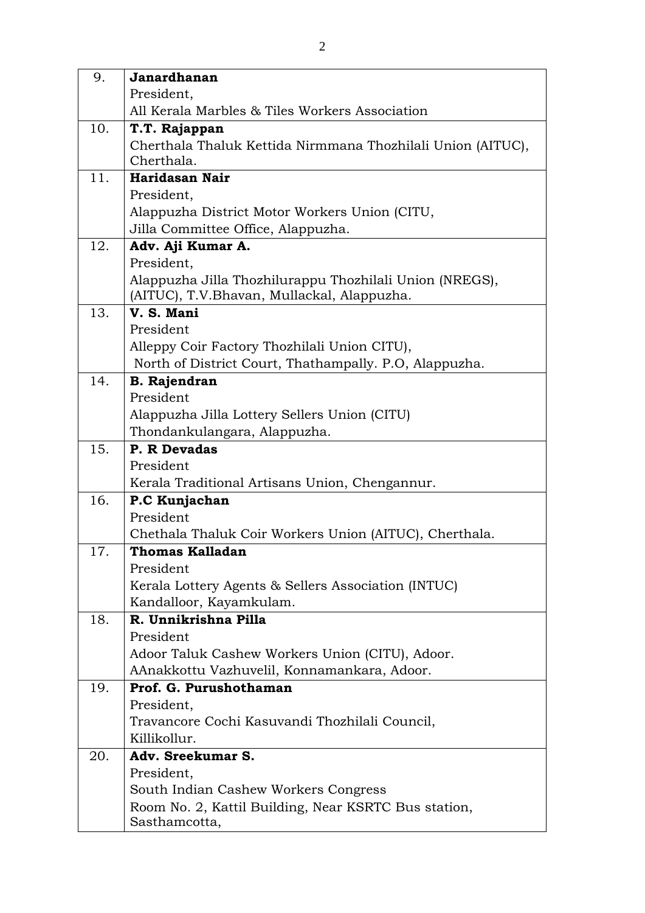| | |
|---|---|
| 9. | **Janardhanan**<br>President,<br>All Kerala Marbles & Tiles Workers Association |
| 10. | **T.T. Rajappan**<br>Cherthala Thaluk Kettida Nirmmana Thozhilali Union (AITUC), Cherthala. |
| 11. | **Haridasan Nair**<br>President,<br>Alappuzha District Motor Workers Union (CITU,<br>Jilla Committee Office, Alappuzha. |
| 12. | **Adv. Aji Kumar A.**<br>President,<br>Alappuzha Jilla Thozhilurappu Thozhilali Union (NREGS), (AITUC), T.V.Bhavan, Mullackal, Alappuzha. |
| 13. | **V. S. Mani**<br>President<br>Alleppy Coir Factory Thozhilali Union CITU),<br>North of District Court, Thathampally. P.O, Alappuzha. |
| 14. | **B. Rajendran**<br>President<br>Alappuzha Jilla Lottery Sellers Union (CITU)<br>Thondankulangara, Alappuzha. |
| 15. | **P. R Devadas**<br>President<br>Kerala Traditional Artisans Union, Chengannur. |
| 16. | **P.C Kunjachan**<br>President<br>Chethala Thaluk Coir Workers Union (AITUC), Cherthala. |
| 17. | **Thomas Kalladan**<br>President<br>Kerala Lottery Agents & Sellers Association (INTUC)<br>Kandalloor, Kayamkulam. |
| 18. | **R. Unnikrishna Pilla**<br>President<br>Adoor Taluk Cashew Workers Union (CITU), Adoor.<br>AAnakkottu Vazhuvelil, Konnamankara, Adoor. |
| 19. | **Prof. G. Purushothaman**<br>President,<br>Travancore Cochi Kasuvandi Thozhilali Council,<br>Killikollur. |
| 20. | **Adv. Sreekumar S.**<br>President,<br>South Indian Cashew Workers Congress<br>Room No. 2, Kattil Building, Near KSRTC Bus station, Sasthamcotta, |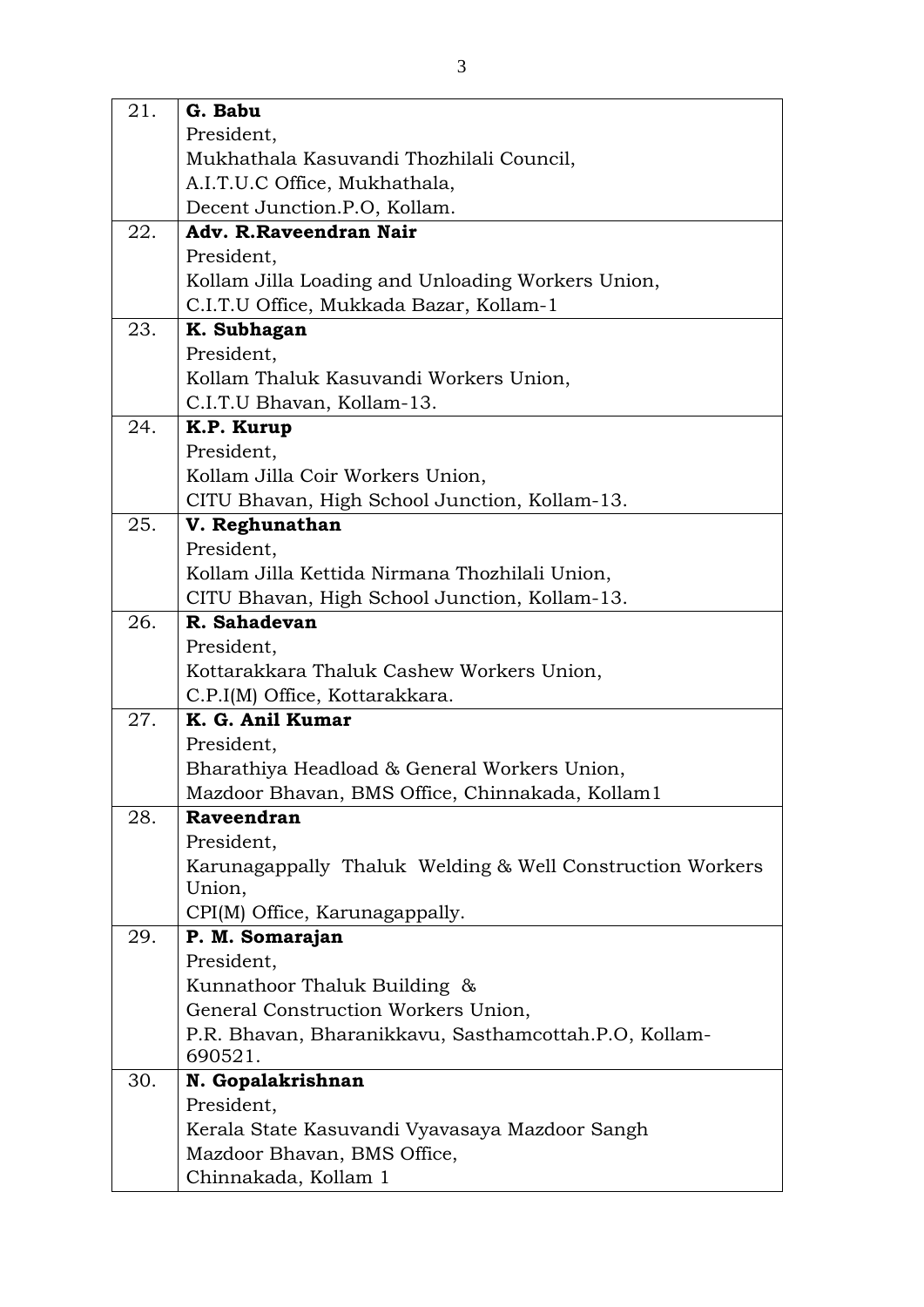| | |
|---|---|
| 21. | **G. Babu**<br>President,<br>Mukhathala Kasuvandi Thozhilali Council,<br>A.I.T.U.C Office, Mukhathala,<br>Decent Junction.P.O, Kollam. |
| 22. | **Adv. R.Raveendran Nair**<br>President,<br>Kollam Jilla Loading and Unloading Workers Union,<br>C.I.T.U Office, Mukkada Bazar, Kollam-1 |
| 23. | **K. Subhagan**<br>President,<br>Kollam Thaluk Kasuvandi Workers Union,<br>C.I.T.U Bhavan, Kollam-13. |
| 24. | **K.P. Kurup**<br>President,<br>Kollam Jilla Coir Workers Union,<br>CITU Bhavan, High School Junction, Kollam-13. |
| 25. | **V. Reghunathan**<br>President,<br>Kollam Jilla Kettida Nirmana Thozhilali Union,<br>CITU Bhavan, High School Junction, Kollam-13. |
| 26. | **R. Sahadevan**<br>President,<br>Kottarakkara Thaluk Cashew Workers Union,<br>C.P.I(M) Office, Kottarakkara. |
| 27. | **K. G. Anil Kumar**<br>President,<br>Bharathiya Headload & General Workers Union,<br>Mazdoor Bhavan, BMS Office, Chinnakada, Kollam1 |
| 28. | **Raveendran**<br>President,<br>Karunagappally Thaluk Welding & Well Construction Workers Union,<br>CPI(M) Office, Karunagappally. |
| 29. | **P. M. Somarajan**<br>President,<br>Kunnathoor Thaluk Building &<br>General Construction Workers Union,<br>P.R. Bhavan, Bharanikkavu, Sasthamcottah.P.O, Kollam-690521. |
| 30. | **N. Gopalakrishnan**<br>President,<br>Kerala State Kasuvandi Vyavasaya Mazdoor Sangh<br>Mazdoor Bhavan, BMS Office,<br>Chinnakada, Kollam 1 |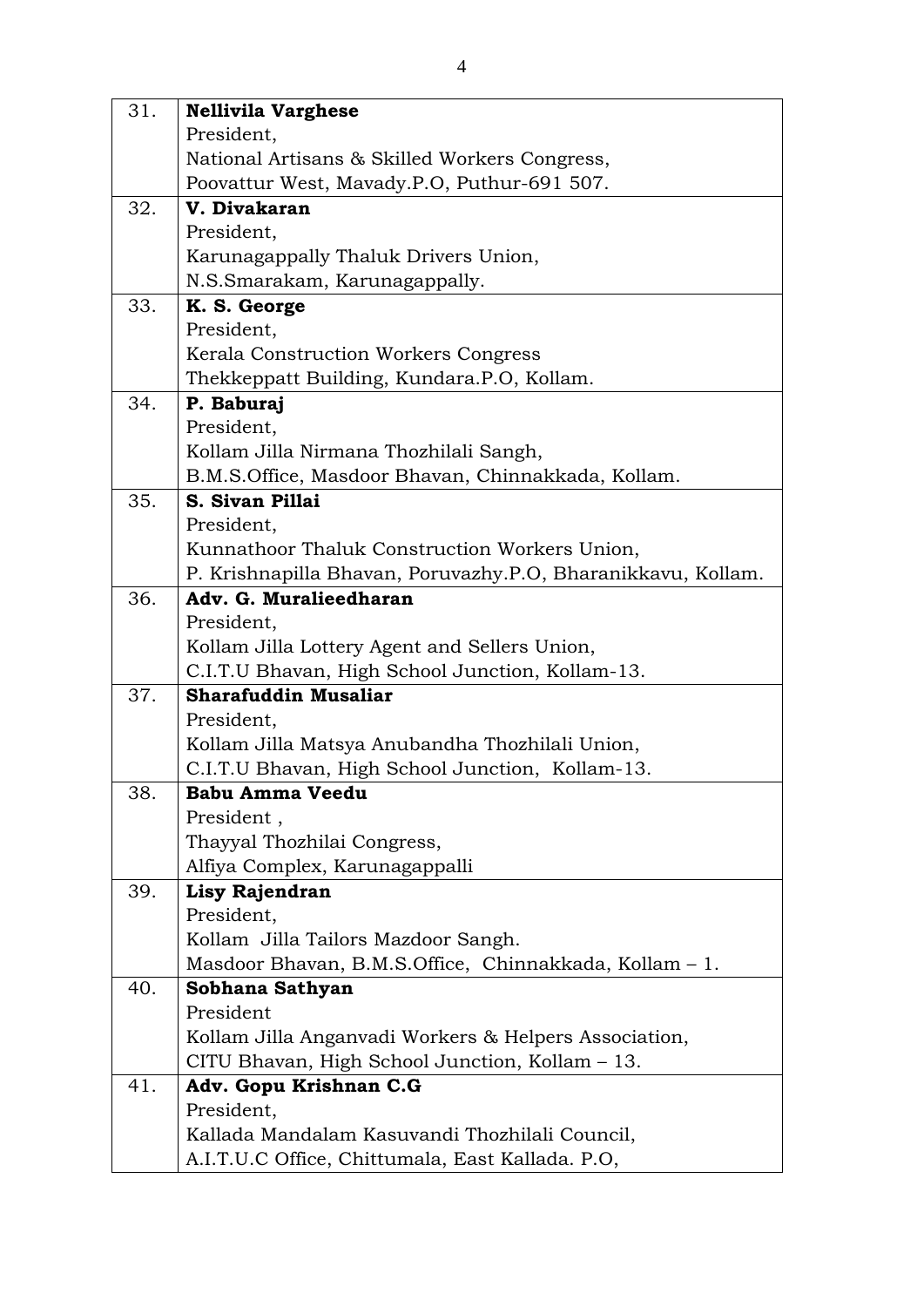| | |
|---|---|
| 31. | **Nellivila Varghese**<br>President,<br>National Artisans & Skilled Workers Congress,<br>Poovattur West, Mavady.P.O, Puthur-691 507. |
| 32. | **V. Divakaran**<br>President,<br>Karunagappally Thaluk Drivers Union,<br>N.S.Smarakam, Karunagappally. |
| 33. | **K. S. George**<br>President,<br>Kerala Construction Workers Congress<br>Thekkeppatt Building, Kundara.P.O, Kollam. |
| 34. | **P. Baburaj**<br>President,<br>Kollam Jilla Nirmana Thozhilali Sangh,<br>B.M.S.Office, Masdoor Bhavan, Chinnakkada, Kollam. |
| 35. | **S. Sivan Pillai**<br>President,<br>Kunnathoor Thaluk Construction Workers Union,<br>P. Krishnapilla Bhavan, Poruvazhy.P.O, Bharanikkavu, Kollam. |
| 36. | **Adv. G. Muralieedharan**<br>President,<br>Kollam Jilla Lottery Agent and Sellers Union,<br>C.I.T.U Bhavan, High School Junction, Kollam-13. |
| 37. | **Sharafuddin Musaliar**<br>President,<br>Kollam Jilla Matsya Anubandha Thozhilali Union,<br>C.I.T.U Bhavan, High School Junction, Kollam-13. |
| 38. | **Babu Amma Veedu**<br>President ,<br>Thayyal Thozhilai Congress,<br>Alfiya Complex, Karunagappalli |
| 39. | **Lisy Rajendran**<br>President,<br>Kollam Jilla Tailors Mazdoor Sangh.<br>Masdoor Bhavan, B.M.S.Office, Chinnakkada, Kollam – 1. |
| 40. | **Sobhana Sathyan**<br>President<br>Kollam Jilla Anganvadi Workers & Helpers Association,<br>CITU Bhavan, High School Junction, Kollam – 13. |
| 41. | **Adv. Gopu Krishnan C.G**<br>President,<br>Kallada Mandalam Kasuvandi Thozhilali Council,<br>A.I.T.U.C Office, Chittumala, East Kallada. P.O, |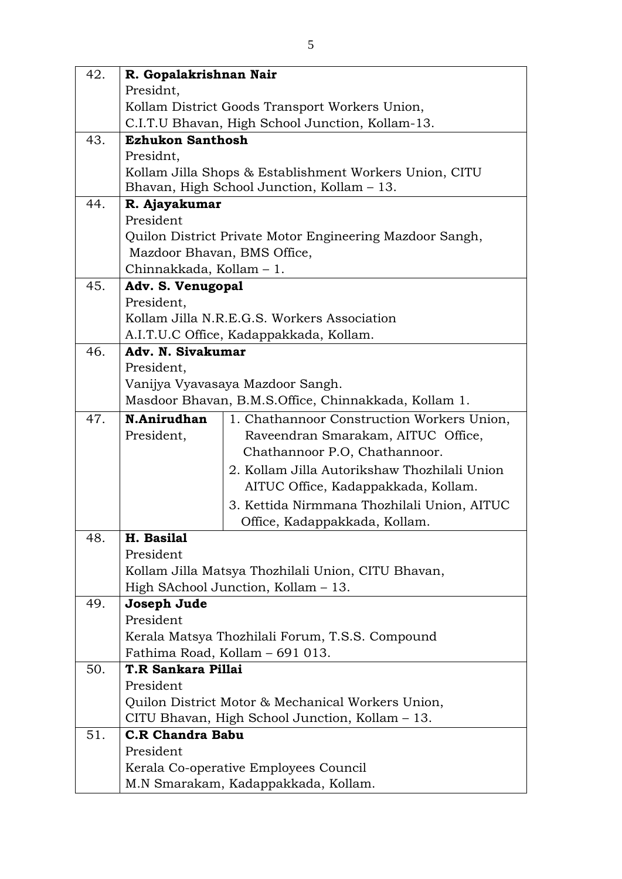| | |
|---|---|
| 42. | **R. Gopalakrishnan Nair**<br>Presidnt,<br>Kollam District Goods Transport Workers Union,<br>C.I.T.U Bhavan, High School Junction, Kollam-13. |
| 43. | **Ezhukon Santhosh**<br>Presidnt,<br>Kollam Jilla Shops & Establishment Workers Union, CITU Bhavan, High School Junction, Kollam – 13. |
| 44. | **R. Ajayakumar**<br>President<br>Quilon District Private Motor Engineering Mazdoor Sangh, Mazdoor Bhavan, BMS Office,<br>Chinnakkada, Kollam – 1. |
| 45. | **Adv. S. Venugopal**<br>President,<br>Kollam Jilla N.R.E.G.S. Workers Association<br>A.I.T.U.C Office, Kadappakkada, Kollam. |
| 46. | **Adv. N. Sivakumar**<br>President,<br>Vanijya Vyavasaya Mazdoor Sangh.<br>Masdoor Bhavan, B.M.S.Office, Chinnakkada, Kollam 1. |
| 47. | **N.Anirudhan**<br>President,<br>1. Chathannoor Construction Workers Union, Raveendran Smarakam, AITUC Office, Chathannoor P.O, Chathannoor.<br>2. Kollam Jilla Autorikshaw Thozhilali Union AITUC Office, Kadappakkada, Kollam.<br>3. Kettida Nirmmana Thozhilali Union, AITUC Office, Kadappakkada, Kollam. |
| 48. | **H. Basilal**<br>President<br>Kollam Jilla Matsya Thozhilali Union, CITU Bhavan,<br>High SAchool Junction, Kollam – 13. |
| 49. | **Joseph Jude**<br>President<br>Kerala Matsya Thozhilali Forum, T.S.S. Compound<br>Fathima Road, Kollam – 691 013. |
| 50. | **T.R Sankara Pillai**<br>President<br>Quilon District Motor & Mechanical Workers Union,<br>CITU Bhavan, High School Junction, Kollam – 13. |
| 51. | **C.R Chandra Babu**<br>President<br>Kerala Co-operative Employees Council<br>M.N Smarakam, Kadappakkada, Kollam. |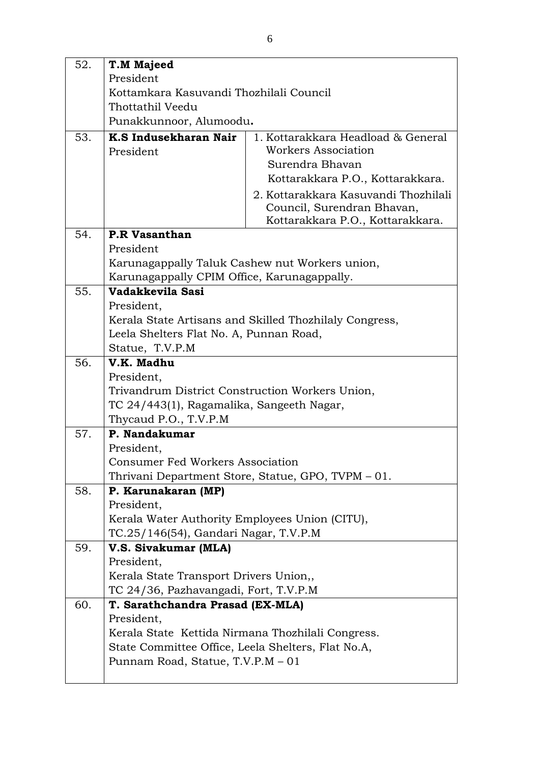| | |
|---|---|
| 52. | **T.M Majeed**<br>President<br>Kottamkara Kasuvandi Thozhilali Council<br>Thottathil Veedu<br>Punakkunnoor, Alumoodu**.** |
| 53. | **K.S Indusekharan Nair**<br>President<br><br>1. Kottarakkara Headload & General Workers Association<br>Surendra Bhavan<br>Kottarakkara P.O., Kottarakkara.<br>2. Kottarakkara Kasuvandi Thozhilali Council, Surendran Bhavan, Kottarakkara P.O., Kottarakkara. |
| 54. | **P.R Vasanthan**<br>President<br>Karunagappally Taluk Cashew nut Workers union,<br>Karunagappally CPIM Office, Karunagappally. |
| 55. | **Vadakkevila Sasi**<br>President,<br>Kerala State Artisans and Skilled Thozhilaly Congress,<br>Leela Shelters Flat No. A, Punnan Road,<br>Statue, T.V.P.M |
| 56. | **V.K. Madhu**<br>President,<br>Trivandrum District Construction Workers Union,<br>TC 24/443(1), Ragamalika, Sangeeth Nagar,<br>Thycaud P.O., T.V.P.M |
| 57. | **P. Nandakumar**<br>President,<br>Consumer Fed Workers Association<br>Thrivani Department Store, Statue, GPO, TVPM – 01. |
| 58. | **P. Karunakaran (MP)**<br>President,<br>Kerala Water Authority Employees Union (CITU),<br>TC.25/146(54), Gandari Nagar, T.V.P.M |
| 59. | **V.S. Sivakumar (MLA)**<br>President,<br>Kerala State Transport Drivers Union,,<br>TC 24/36, Pazhavangadi, Fort, T.V.P.M |
| 60. | **T. Sarathchandra Prasad (EX-MLA)**<br>President,<br>Kerala State Kettida Nirmana Thozhilali Congress.<br>State Committee Office, Leela Shelters, Flat No.A,<br>Punnam Road, Statue, T.V.P.M – 01 |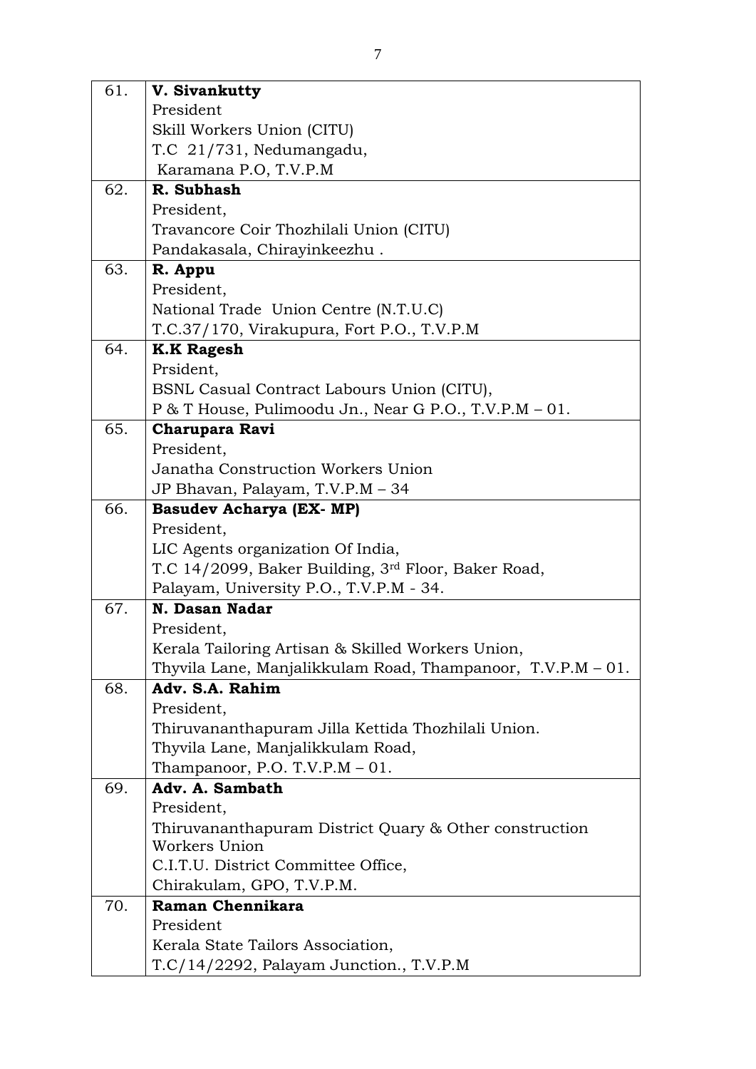| | |
|---|---|
| 61. | **V. Sivankutty**<br>President<br>Skill Workers Union (CITU)<br>T.C 21/731, Nedumangadu,<br>Karamana P.O, T.V.P.M |
| 62. | **R. Subhash**<br>President,<br>Travancore Coir Thozhilali Union (CITU)<br>Pandakasala, Chirayinkeezhu . |
| 63. | **R. Appu**<br>President,<br>National Trade Union Centre (N.T.U.C)<br>T.C.37/170, Virakupura, Fort P.O., T.V.P.M |
| 64. | **K.K Ragesh**<br>Prsident,<br>BSNL Casual Contract Labours Union (CITU),<br>P & T House, Pulimoodu Jn., Near G P.O., T.V.P.M – 01. |
| 65. | **Charupara Ravi**<br>President,<br>Janatha Construction Workers Union<br>JP Bhavan, Palayam, T.V.P.M – 34 |
| 66. | **Basudev Acharya (EX- MP)**<br>President,<br>LIC Agents organization Of India,<br>T.C 14/2099, Baker Building, 3rd Floor, Baker Road,<br>Palayam, University P.O., T.V.P.M - 34. |
| 67. | **N. Dasan Nadar**<br>President,<br>Kerala Tailoring Artisan & Skilled Workers Union,<br>Thyvila Lane, Manjalikkulam Road, Thampanoor, T.V.P.M – 01. |
| 68. | **Adv. S.A. Rahim**<br>President,<br>Thiruvananthapuram Jilla Kettida Thozhilali Union.<br>Thyvila Lane, Manjalikkulam Road,<br>Thampanoor, P.O. T.V.P.M – 01. |
| 69. | **Adv. A. Sambath**<br>President,<br>Thiruvananthapuram District Quary & Other construction Workers Union<br>C.I.T.U. District Committee Office,<br>Chirakulam, GPO, T.V.P.M. |
| 70. | **Raman Chennikara**<br>President<br>Kerala State Tailors Association,<br>T.C/14/2292, Palayam Junction., T.V.P.M |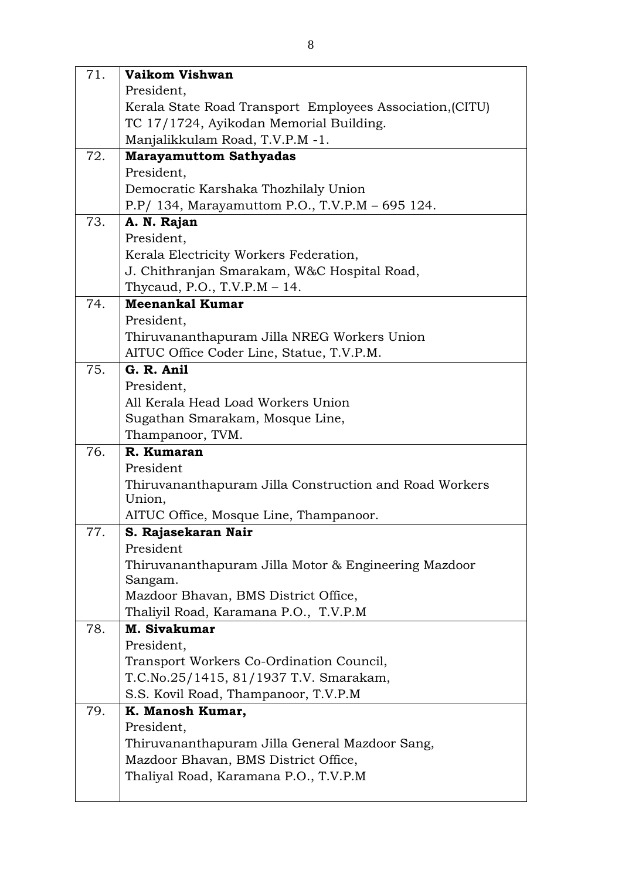| | |
|---|---|
| 71. | **Vaikom Vishwan**<br>President,<br>Kerala State Road Transport Employees Association,(CITU)<br>TC 17/1724, Ayikodan Memorial Building.<br>Manjalikkulam Road, T.V.P.M -1. |
| 72. | **Marayamuttom Sathyadas**<br>President,<br>Democratic Karshaka Thozhilaly Union<br>P.P/ 134, Marayamuttom P.O., T.V.P.M – 695 124. |
| 73. | **A. N. Rajan**<br>President,<br>Kerala Electricity Workers Federation,<br>J. Chithranjan Smarakam, W&C Hospital Road,<br>Thycaud, P.O., T.V.P.M – 14. |
| 74. | **Meenankal Kumar**<br>President,<br>Thiruvananthapuram Jilla NREG Workers Union<br>AITUC Office Coder Line, Statue, T.V.P.M. |
| 75. | **G. R. Anil**<br>President,<br>All Kerala Head Load Workers Union<br>Sugathan Smarakam, Mosque Line,<br>Thampanoor, TVM. |
| 76. | **R. Kumaran**<br>President<br>Thiruvananthapuram Jilla Construction and Road Workers Union,<br>AITUC Office, Mosque Line, Thampanoor. |
| 77. | **S. Rajasekaran Nair**<br>President<br>Thiruvananthapuram Jilla Motor & Engineering Mazdoor Sangam.<br>Mazdoor Bhavan, BMS District Office,<br>Thaliyil Road, Karamana P.O., T.V.P.M |
| 78. | **M. Sivakumar**<br>President,<br>Transport Workers Co-Ordination Council,<br>T.C.No.25/1415, 81/1937 T.V. Smarakam,<br>S.S. Kovil Road, Thampanoor, T.V.P.M |
| 79. | **K. Manosh Kumar,**<br>President,<br>Thiruvananthapuram Jilla General Mazdoor Sang,<br>Mazdoor Bhavan, BMS District Office,<br>Thaliyal Road, Karamana P.O., T.V.P.M |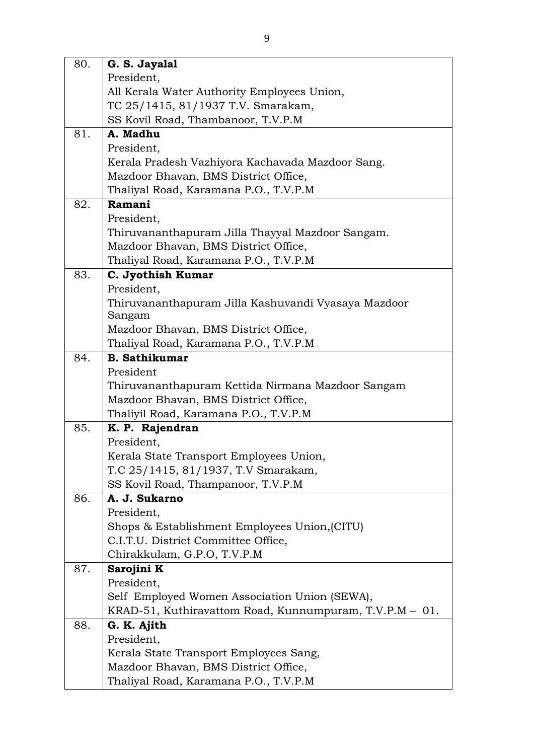| | |
|---|---|
| 80. | **G. S. Jayalal**<br>President,<br>All Kerala Water Authority Employees Union,<br>TC 25/1415, 81/1937 T.V. Smarakam,<br>SS Kovil Road, Thambanoor, T.V.P.M |
| 81. | **A. Madhu**<br>President,<br>Kerala Pradesh Vazhiyora Kachavada Mazdoor Sang.<br>Mazdoor Bhavan, BMS District Office,<br>Thaliyal Road, Karamana P.O., T.V.P.M |
| 82. | **Ramani**<br>President,<br>Thiruvananthapuram Jilla Thayyal Mazdoor Sangam.<br>Mazdoor Bhavan, BMS District Office,<br>Thaliyal Road, Karamana P.O., T.V.P.M |
| 83. | **C. Jyothish Kumar**<br>President,<br>Thiruvananthapuram Jilla Kashuvandi Vyasaya Mazdoor Sangam<br>Mazdoor Bhavan, BMS District Office,<br>Thaliyal Road, Karamana P.O., T.V.P.M |
| 84. | **B. Sathikumar**<br>President<br>Thiruvananthapuram Kettida Nirmana Mazdoor Sangam<br>Mazdoor Bhavan, BMS District Office,<br>Thaliyil Road, Karamana P.O., T.V.P.M |
| 85. | **K. P. Rajendran**<br>President,<br>Kerala State Transport Employees Union,<br>T.C 25/1415, 81/1937, T.V Smarakam,<br>SS Kovil Road, Thampanoor, T.V.P.M |
| 86. | **A. J. Sukarno**<br>President,<br>Shops & Establishment Employees Union,(CITU)<br>C.I.T.U. District Committee Office,<br>Chirakkulam, G.P.O, T.V.P.M |
| 87. | **Sarojini K**<br>President,<br>Self Employed Women Association Union (SEWA),<br>KRAD-51, Kuthiravattom Road, Kunnumpuram, T.V.P.M – 01. |
| 88. | **G. K. Ajith**<br>President,<br>Kerala State Transport Employees Sang,<br>Mazdoor Bhavan, BMS District Office,<br>Thaliyal Road, Karamana P.O., T.V.P.M |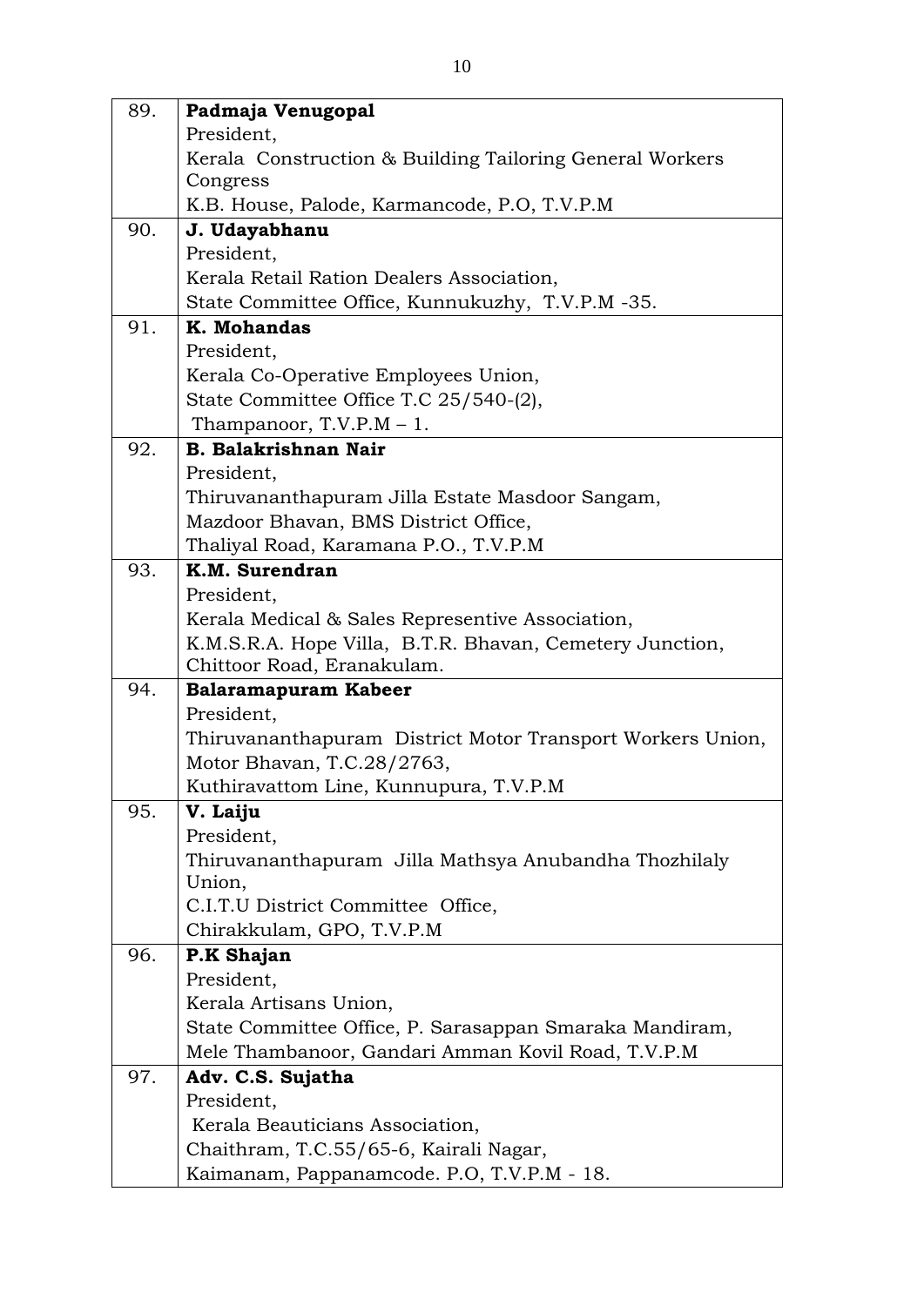| | |
|---|---|
| 89. | **Padmaja Venugopal**<br>President,<br>Kerala Construction & Building Tailoring General Workers Congress<br>K.B. House, Palode, Karmancode, P.O, T.V.P.M |
| 90. | **J. Udayabhanu**<br>President,<br>Kerala Retail Ration Dealers Association,<br>State Committee Office, Kunnukuzhy, T.V.P.M -35. |
| 91. | **K. Mohandas**<br>President,<br>Kerala Co-Operative Employees Union,<br>State Committee Office T.C 25/540-(2),<br>Thampanoor, T.V.P.M – 1. |
| 92. | **B. Balakrishnan Nair**<br>President,<br>Thiruvananthapuram Jilla Estate Masdoor Sangam,<br>Mazdoor Bhavan, BMS District Office,<br>Thaliyal Road, Karamana P.O., T.V.P.M |
| 93. | **K.M. Surendran**<br>President,<br>Kerala Medical & Sales Representive Association,<br>K.M.S.R.A. Hope Villa, B.T.R. Bhavan, Cemetery Junction,<br>Chittoor Road, Eranakulam. |
| 94. | **Balaramapuram Kabeer**<br>President,<br>Thiruvananthapuram District Motor Transport Workers Union,<br>Motor Bhavan, T.C.28/2763,<br>Kuthiravattom Line, Kunnupura, T.V.P.M |
| 95. | **V. Laiju**<br>President,<br>Thiruvananthapuram Jilla Mathsya Anubandha Thozhilaly Union,<br>C.I.T.U District Committee Office,<br>Chirakkulam, GPO, T.V.P.M |
| 96. | **P.K Shajan**<br>President,<br>Kerala Artisans Union,<br>State Committee Office, P. Sarasappan Smaraka Mandiram,<br>Mele Thambanoor, Gandari Amman Kovil Road, T.V.P.M |
| 97. | **Adv. C.S. Sujatha**<br>President,<br>Kerala Beauticians Association,<br>Chaithram, T.C.55/65-6, Kairali Nagar,<br>Kaimanam, Pappanamcode. P.O, T.V.P.M - 18. |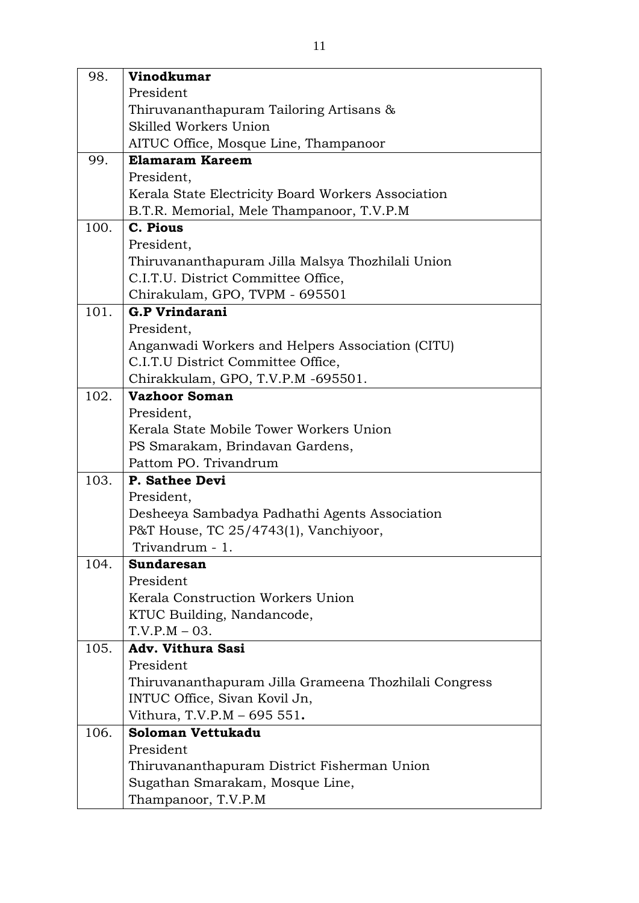| | |
|---|---|
| 98. | **Vinodkumar**<br>President<br>Thiruvananthapuram Tailoring Artisans &<br>Skilled Workers Union<br>AITUC Office, Mosque Line, Thampanoor |
| 99. | **Elamaram Kareem**<br>President,<br>Kerala State Electricity Board Workers Association<br>B.T.R. Memorial, Mele Thampanoor, T.V.P.M |
| 100. | **C. Pious**<br>President,<br>Thiruvananthapuram Jilla Malsya Thozhilali Union<br>C.I.T.U. District Committee Office,<br>Chirakulam, GPO, TVPM - 695501 |
| 101. | **G.P Vrindarani**<br>President,<br>Anganwadi Workers and Helpers Association (CITU)<br>C.I.T.U District Committee Office,<br>Chirakkulam, GPO, T.V.P.M -695501. |
| 102. | **Vazhoor Soman**<br>President,<br>Kerala State Mobile Tower Workers Union<br>PS Smarakam, Brindavan Gardens,<br>Pattom PO. Trivandrum |
| 103. | **P. Sathee Devi**<br>President,<br>Desheeya Sambadya Padhathi Agents Association<br>P&T House, TC 25/4743(1), Vanchiyoor,<br>Trivandrum - 1. |
| 104. | **Sundaresan**<br>President<br>Kerala Construction Workers Union<br>KTUC Building, Nandancode,<br>T.V.P.M – 03. |
| 105. | **Adv. Vithura Sasi**<br>President<br>Thiruvananthapuram Jilla Grameena Thozhilali Congress<br>INTUC Office, Sivan Kovil Jn,<br>Vithura, T.V.P.M – 695 551**.** |
| 106. | **Soloman Vettukadu**<br>President<br>Thiruvananthapuram District Fisherman Union<br>Sugathan Smarakam, Mosque Line,<br>Thampanoor, T.V.P.M |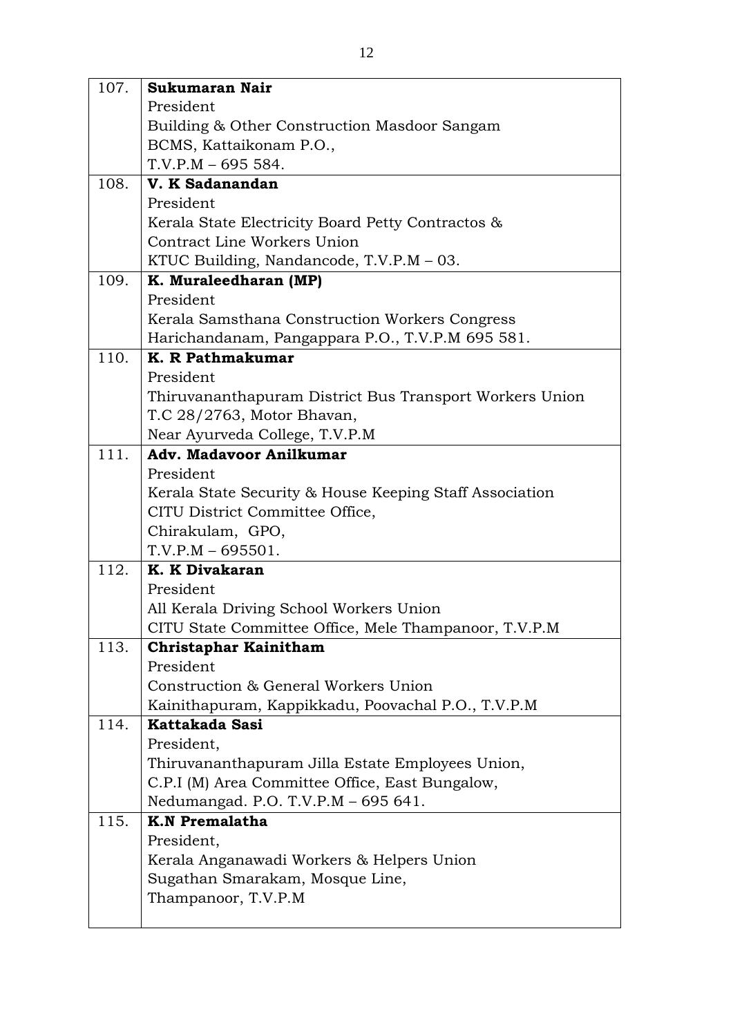| | |
|---|---|
| 107. | **Sukumaran Nair**<br>President<br>Building & Other Construction Masdoor Sangam<br>BCMS, Kattaikonam P.O.,<br>T.V.P.M – 695 584. |
| 108. | **V. K Sadanandan**<br>President<br>Kerala State Electricity Board Petty Contractos &<br>Contract Line Workers Union<br>KTUC Building, Nandancode, T.V.P.M – 03. |
| 109. | **K. Muraleedharan (MP)**<br>President<br>Kerala Samsthana Construction Workers Congress<br>Harichandanam, Pangappara P.O., T.V.P.M 695 581. |
| 110. | **K. R Pathmakumar**<br>President<br>Thiruvananthapuram District Bus Transport Workers Union<br>T.C 28/2763, Motor Bhavan,<br>Near Ayurveda College, T.V.P.M |
| 111. | **Adv. Madavoor Anilkumar**<br>President<br>Kerala State Security & House Keeping Staff Association<br>CITU District Committee Office,<br>Chirakulam, GPO,<br>T.V.P.M – 695501. |
| 112. | **K. K Divakaran**<br>President<br>All Kerala Driving School Workers Union<br>CITU State Committee Office, Mele Thampanoor, T.V.P.M |
| 113. | **Christaphar Kainitham**<br>President<br>Construction & General Workers Union<br>Kainithapuram, Kappikkadu, Poovachal P.O., T.V.P.M |
| 114. | **Kattakada Sasi**<br>President,<br>Thiruvananthapuram Jilla Estate Employees Union,<br>C.P.I (M) Area Committee Office, East Bungalow,<br>Nedumangad. P.O. T.V.P.M – 695 641. |
| 115. | **K.N Premalatha**<br>President,<br>Kerala Anganawadi Workers & Helpers Union<br>Sugathan Smarakam, Mosque Line,<br>Thampanoor, T.V.P.M |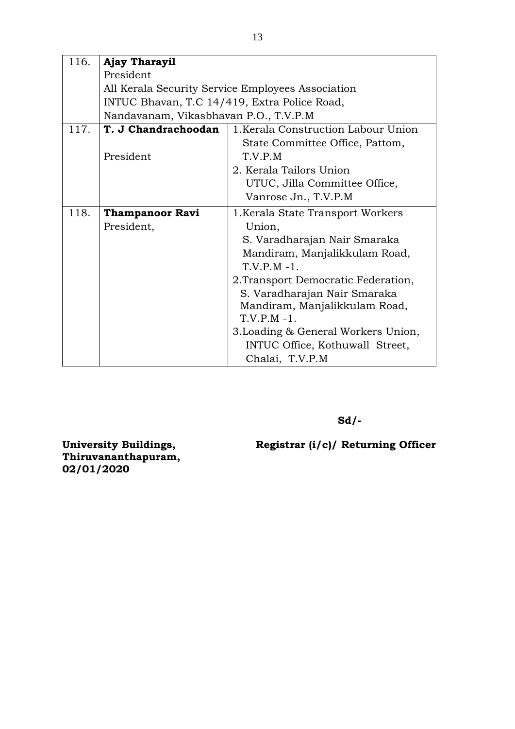| | | |
|---|---|---|
| 116. | **Ajay Tharayil**<br>President<br>All Kerala Security Service Employees Association<br>INTUC Bhavan, T.C 14/419, Extra Police Road,<br>Nandavanam, Vikasbhavan P.O., T.V.P.M | |
| 117. | **T. J Chandrachoodan**<br><br>President | 1.Kerala Construction Labour Union State Committee Office, Pattom, T.V.P.M<br>2. Kerala Tailors Union UTUC, Jilla Committee Office, Vanrose Jn., T.V.P.M |
| 118. | **Thampanoor Ravi**<br>President, | 1.Kerala State Transport Workers Union, S. Varadharajan Nair Smaraka Mandiram, Manjalikkulam Road, T.V.P.M -1.<br>2.Transport Democratic Federation, S. Varadharajan Nair Smaraka Mandiram, Manjalikkulam Road, T.V.P.M -1.<br>3.Loading & General Workers Union, INTUC Office, Kothuwall Street, Chalai, T.V.P.M |

**Sd/-**

**Registrar (i/c)/ Returning Officer**

**University Buildings,**
**Thiruvananthapuram,**
**02/01/2020**